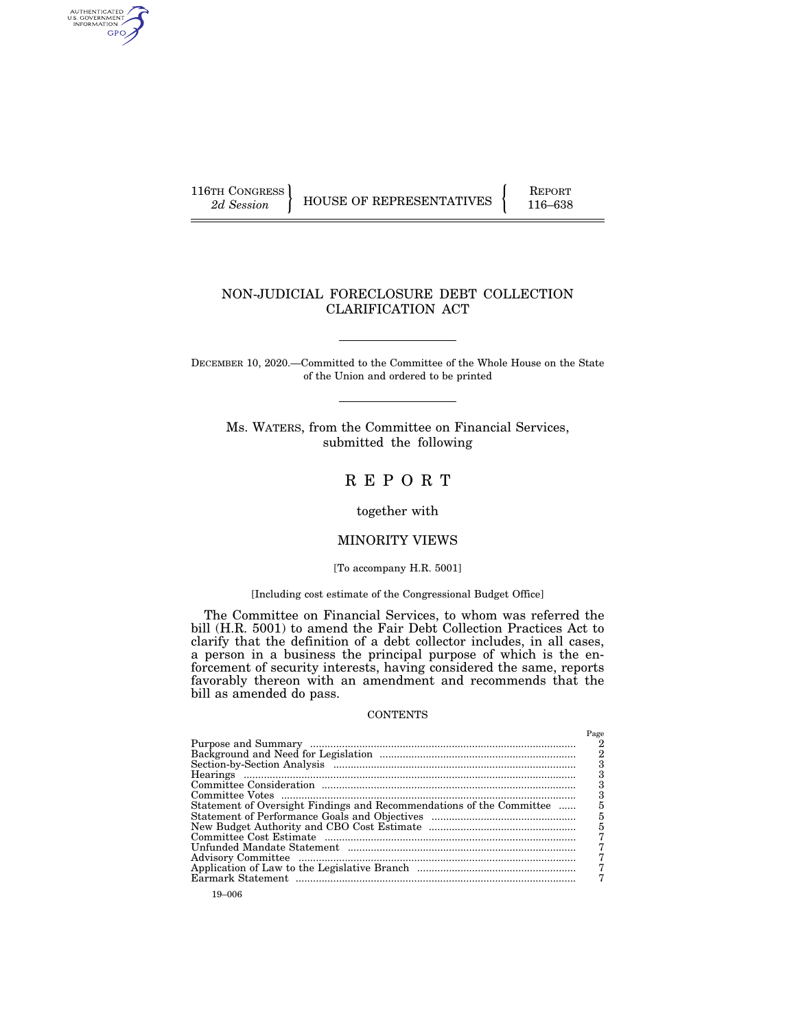116TH CONGRESS
*2d Session*

HOUSE OF REPRESENTATIVES

REPORT
116–638

# NON-JUDICIAL FORECLOSURE DEBT COLLECTION CLARIFICATION ACT

DECEMBER 10, 2020.—Committed to the Committee of the Whole House on the State of the Union and ordered to be printed

Ms. WATERS, from the Committee on Financial Services, submitted the following

## R E P O R T

together with

## MINORITY VIEWS

[To accompany H.R. 5001]

[Including cost estimate of the Congressional Budget Office]

The Committee on Financial Services, to whom was referred the bill (H.R. 5001) to amend the Fair Debt Collection Practices Act to clarify that the definition of a debt collector includes, in all cases, a person in a business the principal purpose of which is the enforcement of security interests, having considered the same, reports favorably thereon with an amendment and recommends that the bill as amended do pass.

CONTENTS

| | Page |
|---|---|
| Purpose and Summary | 2 |
| Background and Need for Legislation | 2 |
| Section-by-Section Analysis | 3 |
| Hearings | 3 |
| Committee Consideration | 3 |
| Committee Votes | 3 |
| Statement of Oversight Findings and Recommendations of the Committee | 5 |
| Statement of Performance Goals and Objectives | 5 |
| New Budget Authority and CBO Cost Estimate | 5 |
| Committee Cost Estimate | 7 |
| Unfunded Mandate Statement | 7 |
| Advisory Committee | 7 |
| Application of Law to the Legislative Branch | 7 |
| Earmark Statement | 7 |

19–006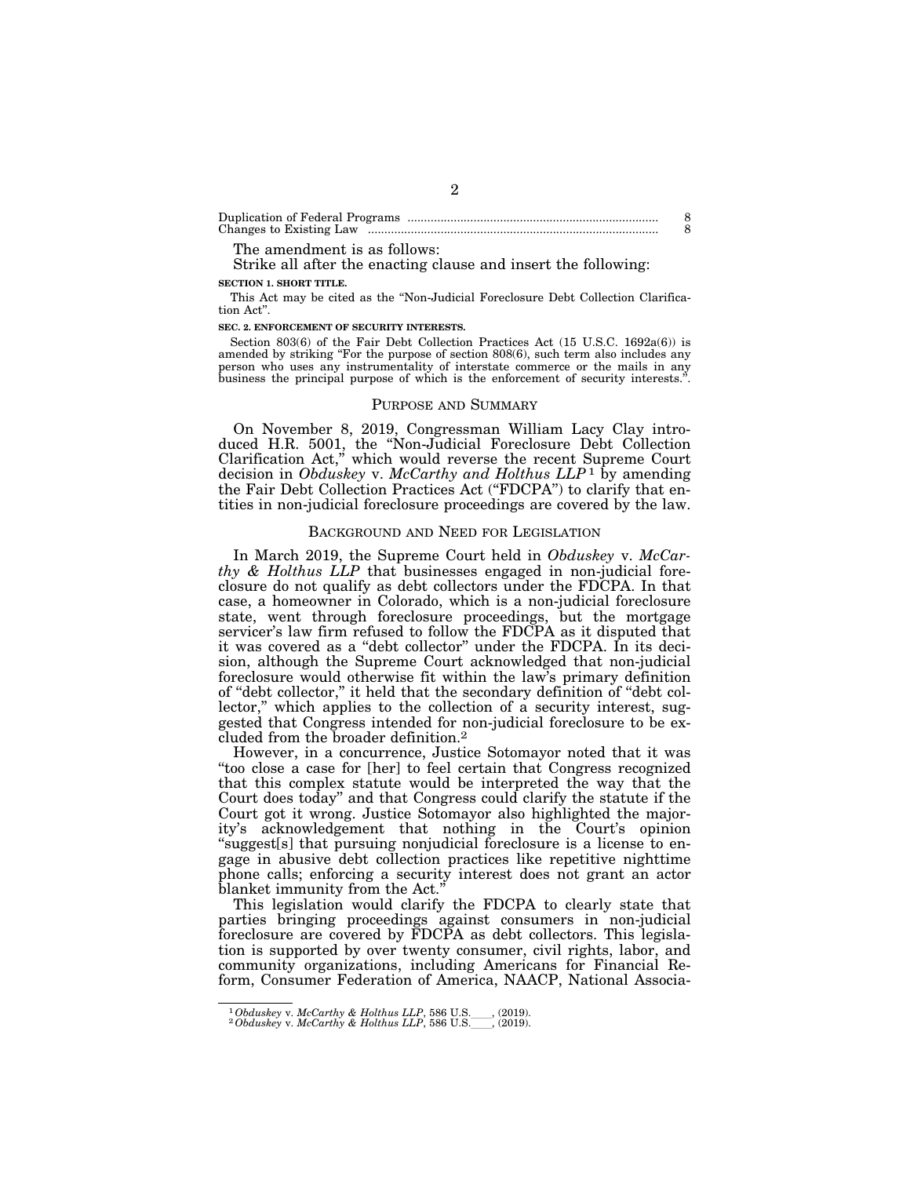| | |
|---|---|
| Duplication of Federal Programs | 8 |
| Changes to Existing Law | 8 |

The amendment is as follows:

Strike all after the enacting clause and insert the following:

**SECTION 1. SHORT TITLE.**

This Act may be cited as the "Non-Judicial Foreclosure Debt Collection Clarification Act".

**SEC. 2. ENFORCEMENT OF SECURITY INTERESTS.**

Section 803(6) of the Fair Debt Collection Practices Act (15 U.S.C. 1692a(6)) is amended by striking "For the purpose of section 808(6), such term also includes any person who uses any instrumentality of interstate commerce or the mails in any business the principal purpose of which is the enforcement of security interests.".

## PURPOSE AND SUMMARY

On November 8, 2019, Congressman William Lacy Clay introduced H.R. 5001, the "Non-Judicial Foreclosure Debt Collection Clarification Act," which would reverse the recent Supreme Court decision in *Obduskey* v. *McCarthy and Holthus LLP*[1] by amending the Fair Debt Collection Practices Act ("FDCPA") to clarify that entities in non-judicial foreclosure proceedings are covered by the law.

## BACKGROUND AND NEED FOR LEGISLATION

In March 2019, the Supreme Court held in *Obduskey* v. *McCarthy & Holthus LLP* that businesses engaged in non-judicial foreclosure do not qualify as debt collectors under the FDCPA. In that case, a homeowner in Colorado, which is a non-judicial foreclosure state, went through foreclosure proceedings, but the mortgage servicer's law firm refused to follow the FDCPA as it disputed that it was covered as a "debt collector" under the FDCPA. In its decision, although the Supreme Court acknowledged that non-judicial foreclosure would otherwise fit within the law's primary definition of "debt collector," it held that the secondary definition of "debt collector," which applies to the collection of a security interest, suggested that Congress intended for non-judicial foreclosure to be excluded from the broader definition.[2]

However, in a concurrence, Justice Sotomayor noted that it was "too close a case for [her] to feel certain that Congress recognized that this complex statute would be interpreted the way that the Court does today" and that Congress could clarify the statute if the Court got it wrong. Justice Sotomayor also highlighted the majority's acknowledgement that nothing in the Court's opinion "suggest[s] that pursuing nonjudicial foreclosure is a license to engage in abusive debt collection practices like repetitive nighttime phone calls; enforcing a security interest does not grant an actor blanket immunity from the Act."

This legislation would clarify the FDCPA to clearly state that parties bringing proceedings against consumers in non-judicial foreclosure are covered by FDCPA as debt collectors. This legislation is supported by over twenty consumer, civil rights, labor, and community organizations, including Americans for Financial Reform, Consumer Federation of America, NAACP, National Associa-

---

[1] *Obduskey* v. *McCarthy & Holthus LLP*, 586 U.S.\_\_\_\_, (2019).

[2] *Obduskey* v. *McCarthy & Holthus LLP*, 586 U.S.\_\_\_\_, (2019).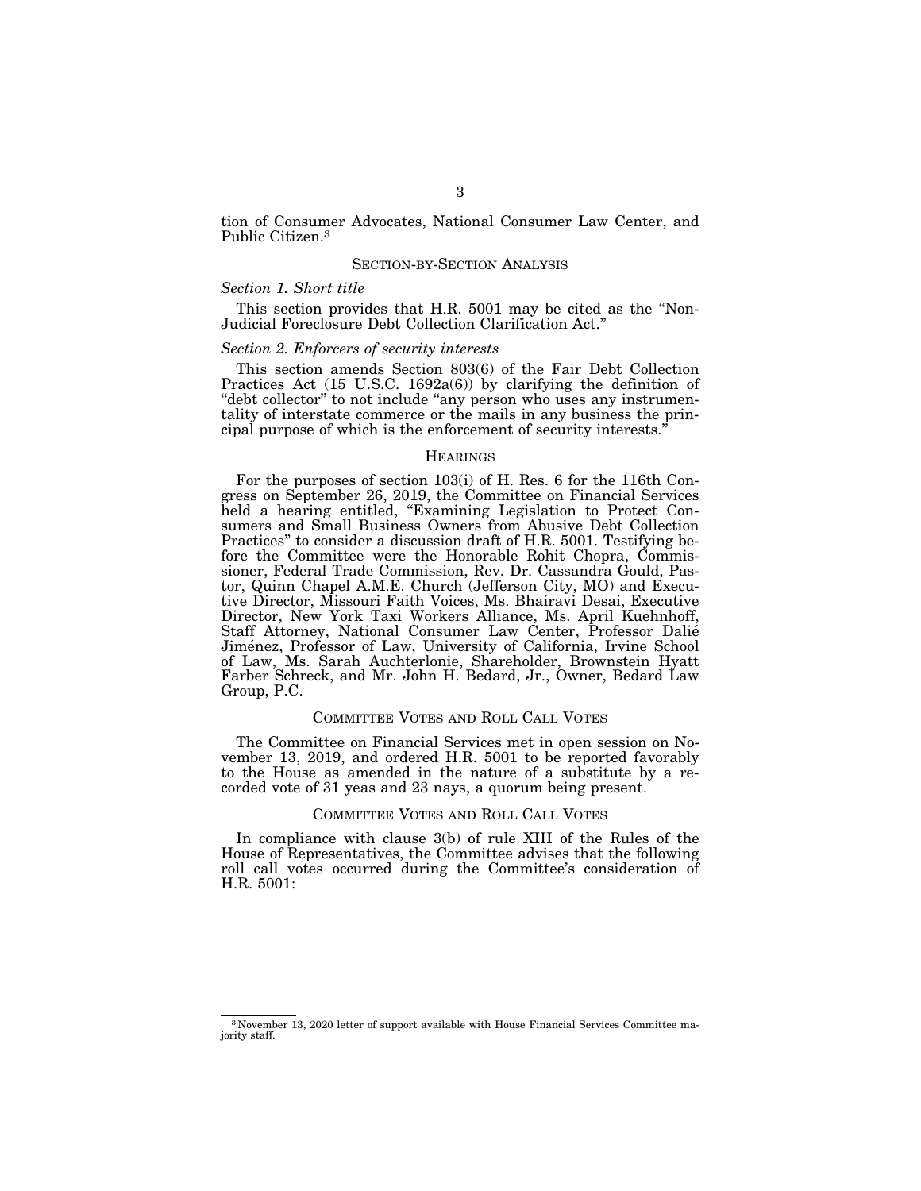tion of Consumer Advocates, National Consumer Law Center, and Public Citizen.[3]

## SECTION-BY-SECTION ANALYSIS

### *Section 1. Short title*

This section provides that H.R. 5001 may be cited as the "Non-Judicial Foreclosure Debt Collection Clarification Act."

### *Section 2. Enforcers of security interests*

This section amends Section 803(6) of the Fair Debt Collection Practices Act (15 U.S.C. 1692a(6)) by clarifying the definition of "debt collector" to not include "any person who uses any instrumentality of interstate commerce or the mails in any business the principal purpose of which is the enforcement of security interests."

## HEARINGS

For the purposes of section 103(i) of H. Res. 6 for the 116th Congress on September 26, 2019, the Committee on Financial Services held a hearing entitled, "Examining Legislation to Protect Consumers and Small Business Owners from Abusive Debt Collection Practices" to consider a discussion draft of H.R. 5001. Testifying before the Committee were the Honorable Rohit Chopra, Commissioner, Federal Trade Commission, Rev. Dr. Cassandra Gould, Pastor, Quinn Chapel A.M.E. Church (Jefferson City, MO) and Executive Director, Missouri Faith Voices, Ms. Bhairavi Desai, Executive Director, New York Taxi Workers Alliance, Ms. April Kuehnhoff, Staff Attorney, National Consumer Law Center, Professor Dalié Jiménez, Professor of Law, University of California, Irvine School of Law, Ms. Sarah Auchterlonie, Shareholder, Brownstein Hyatt Farber Schreck, and Mr. John H. Bedard, Jr., Owner, Bedard Law Group, P.C.

## COMMITTEE VOTES AND ROLL CALL VOTES

The Committee on Financial Services met in open session on November 13, 2019, and ordered H.R. 5001 to be reported favorably to the House as amended in the nature of a substitute by a recorded vote of 31 yeas and 23 nays, a quorum being present.

## COMMITTEE VOTES AND ROLL CALL VOTES

In compliance with clause 3(b) of rule XIII of the Rules of the House of Representatives, the Committee advises that the following roll call votes occurred during the Committee's consideration of H.R. 5001:

---

[3] November 13, 2020 letter of support available with House Financial Services Committee majority staff.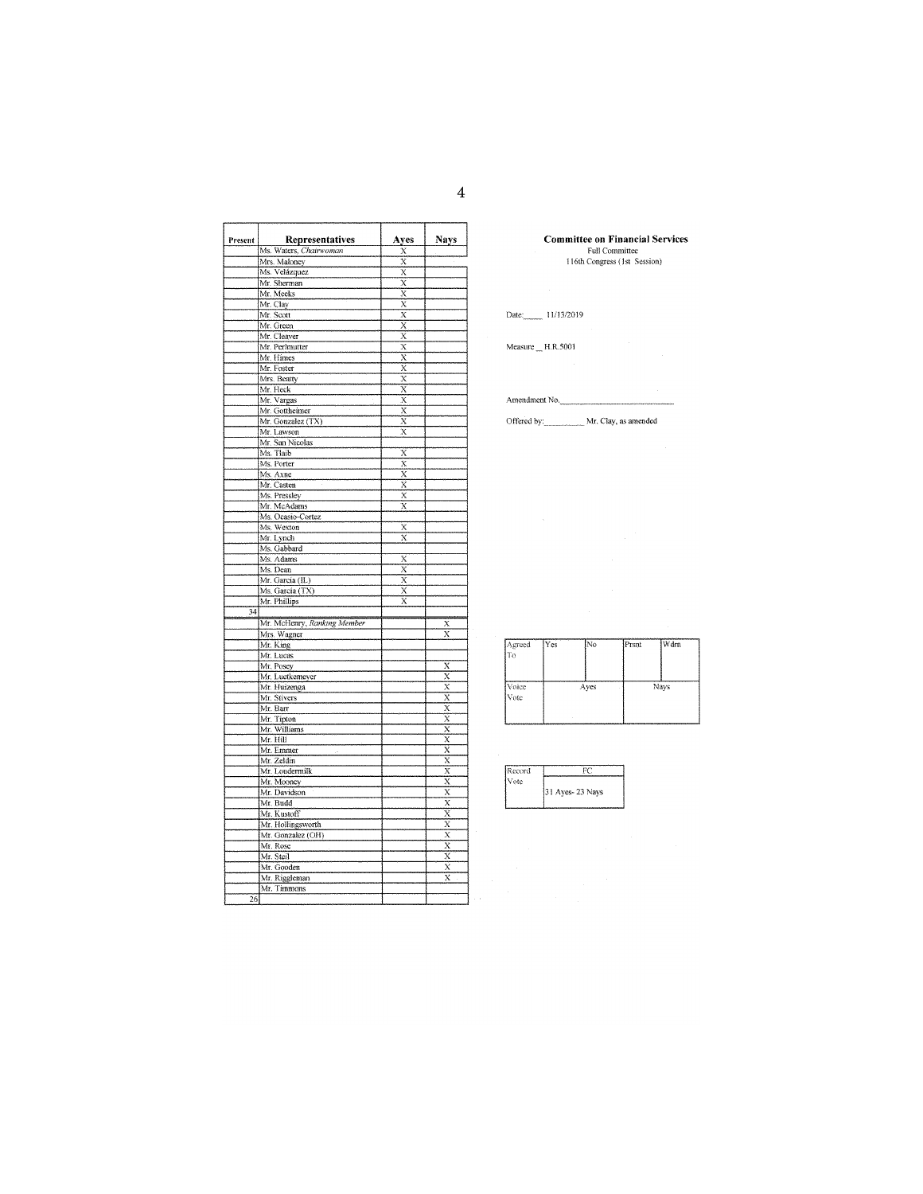**Committee on Financial Services**
Full Committee
116th Congress (1st Session)

Date: 11/13/2019

Measure H.R.5001

Amendment No. ______

Offered by: Mr. Clay, as amended

| Present | Representatives | Ayes | Nays |
|---|---|---|---|
| | Ms. Waters, *Chairwoman* | X | |
| | Mrs. Maloney | X | |
| | Ms. Velázquez | X | |
| | Mr. Sherman | X | |
| | Mr. Meeks | X | |
| | Mr. Clay | X | |
| | Mr. Scott | X | |
| | Mr. Green | X | |
| | Mr. Cleaver | X | |
| | Mr. Perlmutter | X | |
| | Mr. Himes | X | |
| | Mr. Foster | X | |
| | Mrs. Beatty | X | |
| | Mr. Heck | X | |
| | Mr. Vargas | X | |
| | Mr. Gottheimer | X | |
| | Mr. Gonzalez (TX) | X | |
| | Mr. Lawson | X | |
| | Mr. San Nicolas | | |
| | Ms. Tlaib | X | |
| | Ms. Porter | X | |
| | Ms. Axne | X | |
| | Mr. Casten | X | |
| | Ms. Pressley | X | |
| | Mr. McAdams | X | |
| | Ms. Ocasio-Cortez | | |
| | Ms. Wexton | X | |
| | Mr. Lynch | X | |
| | Ms. Gabbard | | |
| | Ms. Adams | X | |
| | Ms. Dean | X | |
| | Mr. Garcia (IL) | X | |
| | Ms. Garcia (TX) | X | |
| | Mr. Phillips | X | |
| 34 | | | |
| | Mr. McHenry, *Ranking Member* | | X |
| | Mrs. Wagner | | X |
| | Mr. King | | |
| | Mr. Lucas | | |
| | Mr. Posey | | X |
| | Mr. Luetkemeyer | | X |
| | Mr. Huizenga | | X |
| | Mr. Stivers | | X |
| | Mr. Barr | | X |
| | Mr. Tipton | | X |
| | Mr. Williams | | X |
| | Mr. Hill | | X |
| | Mr. Emmer | | X |
| | Mr. Zeldin | | X |
| | Mr. Loudermilk | | X |
| | Mr. Mooney | | X |
| | Mr. Davidson | | X |
| | Mr. Budd | | X |
| | Mr. Kustoff | | X |
| | Mr. Hollingsworth | | X |
| | Mr. Gonzalez (OH) | | X |
| | Mr. Rose | | X |
| | Mr. Steil | | X |
| | Mr. Gooden | | X |
| | Mr. Riggleman | | X |
| | Mr. Timmons | | |
| 26 | | | |

| Agreed To | Yes | No | Prsnt | Wdrn |
|---|---|---|---|---|
| | | | | |
| **Voice Vote** | Ayes | | Nays | |
| | | | | |

| Record Vote | FC |
|---|---|
| | 31 Ayes- 23 Nays |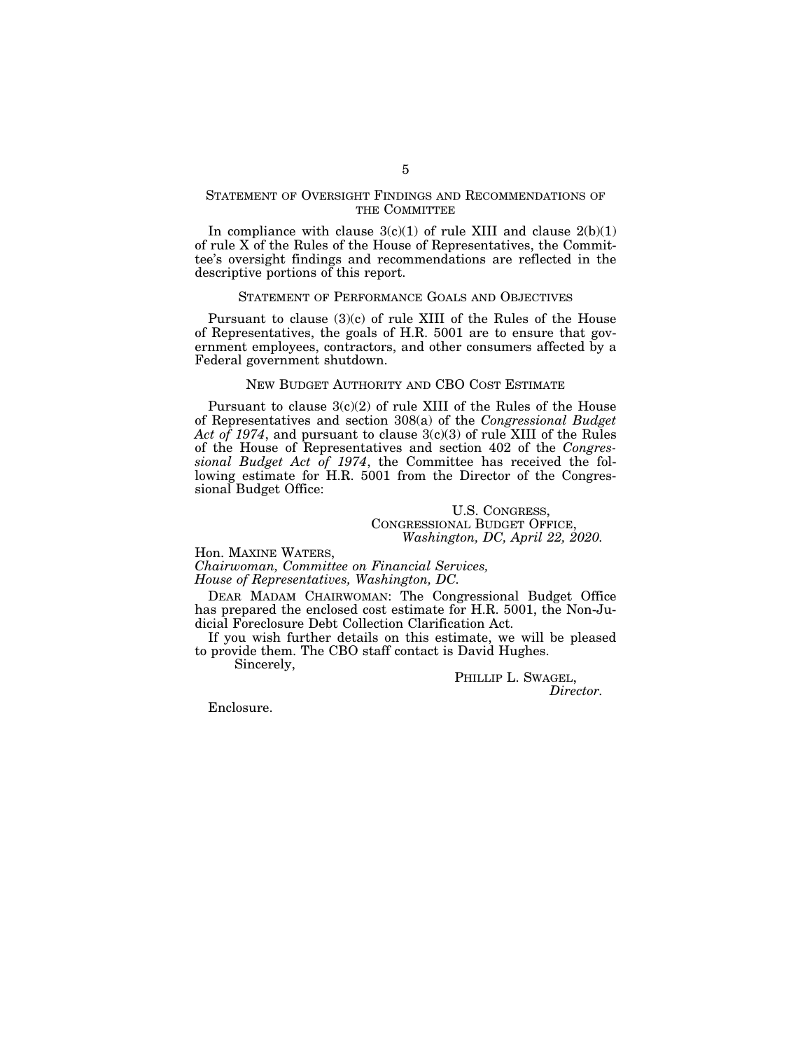## Statement of Oversight Findings and Recommendations of the Committee

In compliance with clause 3(c)(1) of rule XIII and clause 2(b)(1) of rule X of the Rules of the House of Representatives, the Committee's oversight findings and recommendations are reflected in the descriptive portions of this report.

## Statement of Performance Goals and Objectives

Pursuant to clause (3)(c) of rule XIII of the Rules of the House of Representatives, the goals of H.R. 5001 are to ensure that government employees, contractors, and other consumers affected by a Federal government shutdown.

## New Budget Authority and CBO Cost Estimate

Pursuant to clause 3(c)(2) of rule XIII of the Rules of the House of Representatives and section 308(a) of the *Congressional Budget Act of 1974*, and pursuant to clause 3(c)(3) of rule XIII of the Rules of the House of Representatives and section 402 of the *Congressional Budget Act of 1974*, the Committee has received the following estimate for H.R. 5001 from the Director of the Congressional Budget Office:

U.S. Congress,
Congressional Budget Office,
*Washington, DC, April 22, 2020.*

Hon. Maxine Waters,
*Chairwoman, Committee on Financial Services,*
*House of Representatives, Washington, DC.*

Dear Madam Chairwoman: The Congressional Budget Office has prepared the enclosed cost estimate for H.R. 5001, the Non-Judicial Foreclosure Debt Collection Clarification Act.

If you wish further details on this estimate, we will be pleased to provide them. The CBO staff contact is David Hughes.

Sincerely,

Phillip L. Swagel,
*Director.*

Enclosure.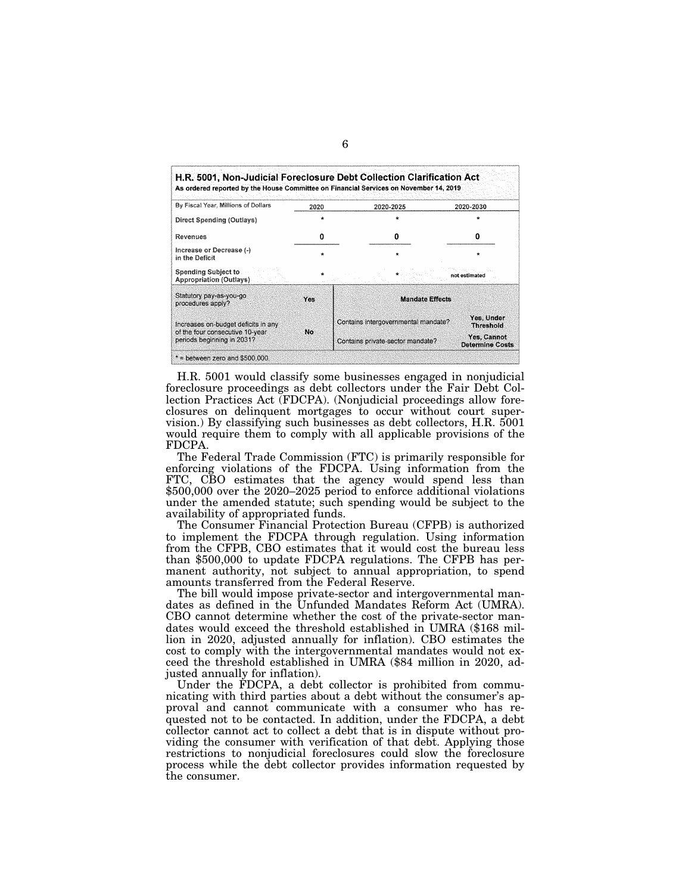**H.R. 5001, Non-Judicial Foreclosure Debt Collection Clarification Act**
**As ordered reported by the House Committee on Financial Services on November 14, 2019**

| By Fiscal Year, Millions of Dollars | 2020 | 2020-2025 | 2020-2030 |
|---|---|---|---|
| Direct Spending (Outlays) | * | * | * |
| Revenues | 0 | 0 | 0 |
| Increase or Decrease (-) in the Deficit | * | * | * |
| Spending Subject to Appropriation (Outlays) | * | * | not estimated |

| Statutory pay-as-you-go procedures apply? | Yes | **Mandate Effects** | |
|---|---|---|---|
| Increases on-budget deficits in any of the four consecutive 10-year periods beginning in 2031? | No | Contains intergovernmental mandate? | Yes, Under Threshold |
| | | Contains private-sector mandate? | Yes, Cannot Determine Costs |

* = between zero and $500,000.

H.R. 5001 would classify some businesses engaged in nonjudicial foreclosure proceedings as debt collectors under the Fair Debt Collection Practices Act (FDCPA). (Nonjudicial proceedings allow foreclosures on delinquent mortgages to occur without court supervision.) By classifying such businesses as debt collectors, H.R. 5001 would require them to comply with all applicable provisions of the FDCPA.

The Federal Trade Commission (FTC) is primarily responsible for enforcing violations of the FDCPA. Using information from the FTC, CBO estimates that the agency would spend less than $500,000 over the 2020–2025 period to enforce additional violations under the amended statute; such spending would be subject to the availability of appropriated funds.

The Consumer Financial Protection Bureau (CFPB) is authorized to implement the FDCPA through regulation. Using information from the CFPB, CBO estimates that it would cost the bureau less than $500,000 to update FDCPA regulations. The CFPB has permanent authority, not subject to annual appropriation, to spend amounts transferred from the Federal Reserve.

The bill would impose private-sector and intergovernmental mandates as defined in the Unfunded Mandates Reform Act (UMRA). CBO cannot determine whether the cost of the private-sector mandates would exceed the threshold established in UMRA ($168 million in 2020, adjusted annually for inflation). CBO estimates the cost to comply with the intergovernmental mandates would not exceed the threshold established in UMRA ($84 million in 2020, adjusted annually for inflation).

Under the FDCPA, a debt collector is prohibited from communicating with third parties about a debt without the consumer's approval and cannot communicate with a consumer who has requested not to be contacted. In addition, under the FDCPA, a debt collector cannot act to collect a debt that is in dispute without providing the consumer with verification of that debt. Applying those restrictions to nonjudicial foreclosures could slow the foreclosure process while the debt collector provides information requested by the consumer.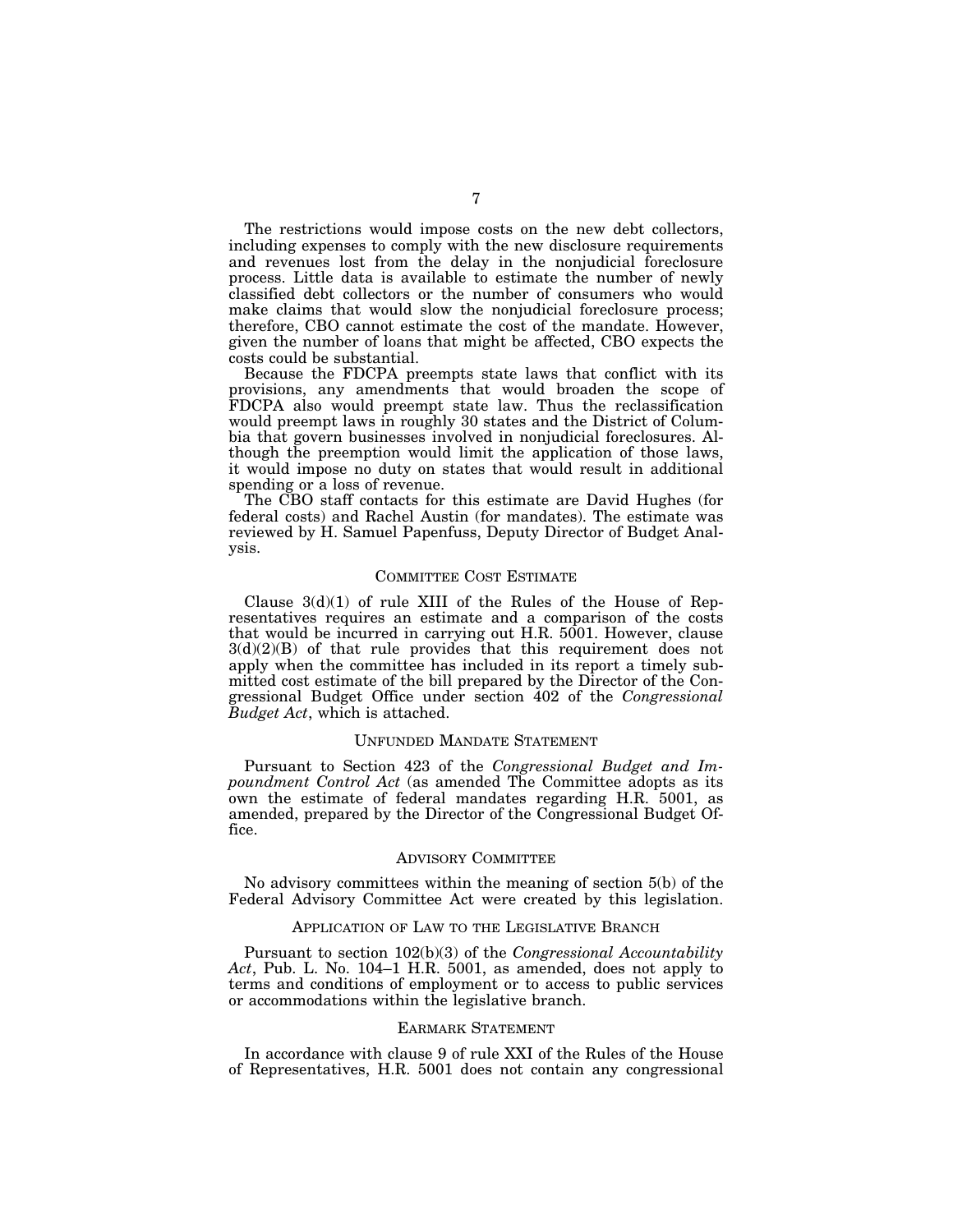The restrictions would impose costs on the new debt collectors, including expenses to comply with the new disclosure requirements and revenues lost from the delay in the nonjudicial foreclosure process. Little data is available to estimate the number of newly classified debt collectors or the number of consumers who would make claims that would slow the nonjudicial foreclosure process; therefore, CBO cannot estimate the cost of the mandate. However, given the number of loans that might be affected, CBO expects the costs could be substantial.

Because the FDCPA preempts state laws that conflict with its provisions, any amendments that would broaden the scope of FDCPA also would preempt state law. Thus the reclassification would preempt laws in roughly 30 states and the District of Columbia that govern businesses involved in nonjudicial foreclosures. Although the preemption would limit the application of those laws, it would impose no duty on states that would result in additional spending or a loss of revenue.

The CBO staff contacts for this estimate are David Hughes (for federal costs) and Rachel Austin (for mandates). The estimate was reviewed by H. Samuel Papenfuss, Deputy Director of Budget Analysis.

## Committee Cost Estimate

Clause 3(d)(1) of rule XIII of the Rules of the House of Representatives requires an estimate and a comparison of the costs that would be incurred in carrying out H.R. 5001. However, clause 3(d)(2)(B) of that rule provides that this requirement does not apply when the committee has included in its report a timely submitted cost estimate of the bill prepared by the Director of the Congressional Budget Office under section 402 of the *Congressional Budget Act*, which is attached.

## Unfunded Mandate Statement

Pursuant to Section 423 of the *Congressional Budget and Impoundment Control Act* (as amended The Committee adopts as its own the estimate of federal mandates regarding H.R. 5001, as amended, prepared by the Director of the Congressional Budget Office.

## Advisory Committee

No advisory committees within the meaning of section 5(b) of the Federal Advisory Committee Act were created by this legislation.

## Application of Law to the Legislative Branch

Pursuant to section 102(b)(3) of the *Congressional Accountability Act*, Pub. L. No. 104–1 H.R. 5001, as amended, does not apply to terms and conditions of employment or to access to public services or accommodations within the legislative branch.

## Earmark Statement

In accordance with clause 9 of rule XXI of the Rules of the House of Representatives, H.R. 5001 does not contain any congressional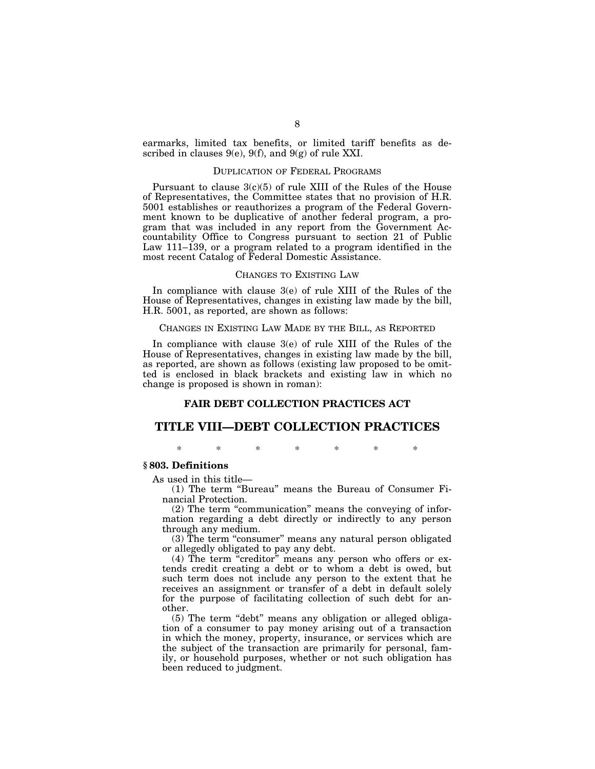earmarks, limited tax benefits, or limited tariff benefits as described in clauses 9(e), 9(f), and 9(g) of rule XXI.

### DUPLICATION OF FEDERAL PROGRAMS

Pursuant to clause 3(c)(5) of rule XIII of the Rules of the House of Representatives, the Committee states that no provision of H.R. 5001 establishes or reauthorizes a program of the Federal Government known to be duplicative of another federal program, a program that was included in any report from the Government Accountability Office to Congress pursuant to section 21 of Public Law 111–139, or a program related to a program identified in the most recent Catalog of Federal Domestic Assistance.

### CHANGES TO EXISTING LAW

In compliance with clause 3(e) of rule XIII of the Rules of the House of Representatives, changes in existing law made by the bill, H.R. 5001, as reported, are shown as follows:

### CHANGES IN EXISTING LAW MADE BY THE BILL, AS REPORTED

In compliance with clause 3(e) of rule XIII of the Rules of the House of Representatives, changes in existing law made by the bill, as reported, are shown as follows (existing law proposed to be omitted is enclosed in black brackets and existing law in which no change is proposed is shown in roman):

## FAIR DEBT COLLECTION PRACTICES ACT

## TITLE VIII—DEBT COLLECTION PRACTICES

\* \* \* \* \* \* \*

**§ 803. Definitions**

As used in this title—

(1) The term "Bureau" means the Bureau of Consumer Financial Protection.

(2) The term "communication" means the conveying of information regarding a debt directly or indirectly to any person through any medium.

(3) The term "consumer" means any natural person obligated or allegedly obligated to pay any debt.

(4) The term "creditor" means any person who offers or extends credit creating a debt or to whom a debt is owed, but such term does not include any person to the extent that he receives an assignment or transfer of a debt in default solely for the purpose of facilitating collection of such debt for another.

(5) The term "debt" means any obligation or alleged obligation of a consumer to pay money arising out of a transaction in which the money, property, insurance, or services which are the subject of the transaction are primarily for personal, family, or household purposes, whether or not such obligation has been reduced to judgment.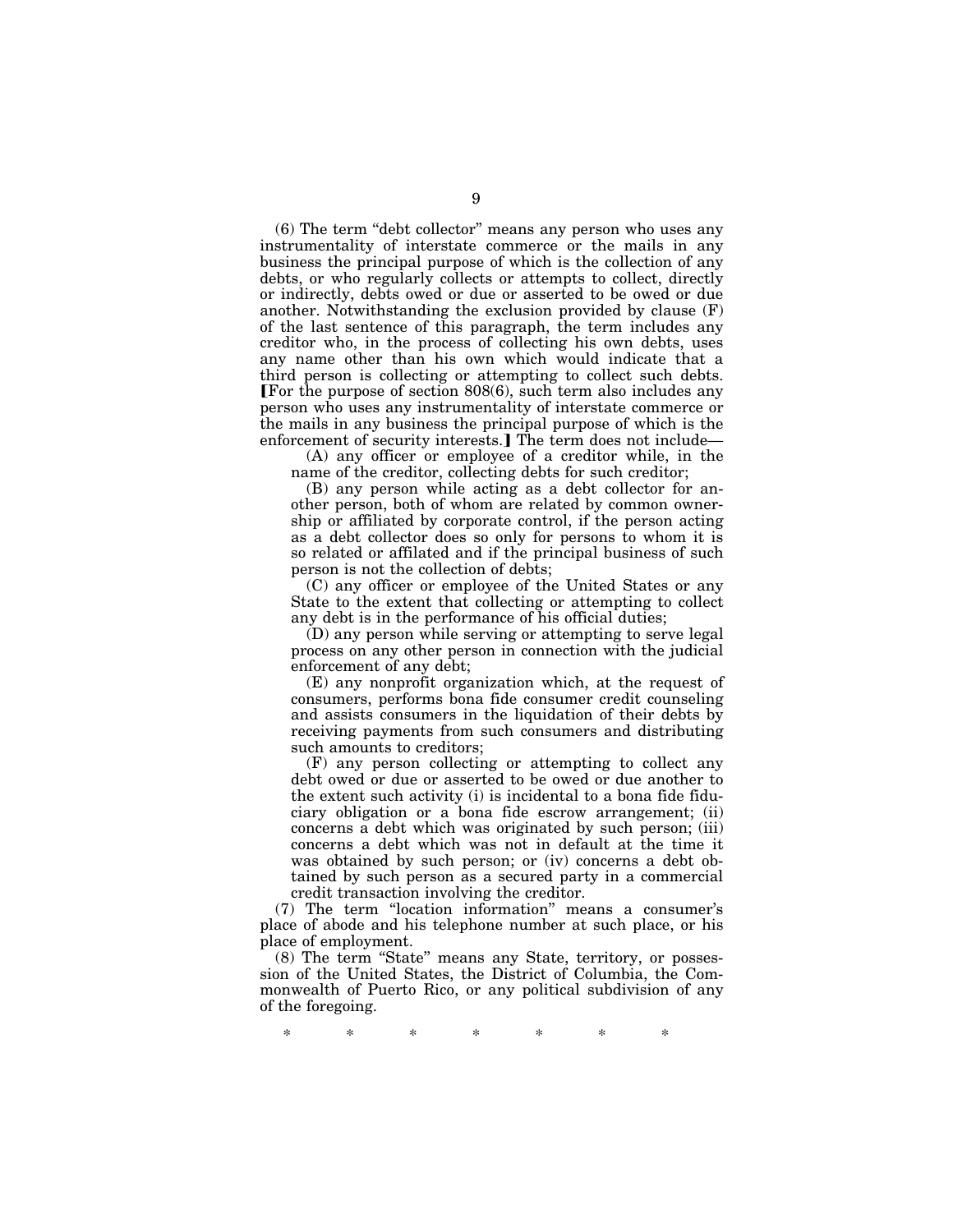(6) The term "debt collector" means any person who uses any instrumentality of interstate commerce or the mails in any business the principal purpose of which is the collection of any debts, or who regularly collects or attempts to collect, directly or indirectly, debts owed or due or asserted to be owed or due another. Notwithstanding the exclusion provided by clause (F) of the last sentence of this paragraph, the term includes any creditor who, in the process of collecting his own debts, uses any name other than his own which would indicate that a third person is collecting or attempting to collect such debts. ⟦For the purpose of section 808(6), such term also includes any person who uses any instrumentality of interstate commerce or the mails in any business the principal purpose of which is the enforcement of security interests.⟧ The term does not include—

(A) any officer or employee of a creditor while, in the name of the creditor, collecting debts for such creditor;

(B) any person while acting as a debt collector for another person, both of whom are related by common ownership or affiliated by corporate control, if the person acting as a debt collector does so only for persons to whom it is so related or affilated and if the principal business of such person is not the collection of debts;

(C) any officer or employee of the United States or any State to the extent that collecting or attempting to collect any debt is in the performance of his official duties;

(D) any person while serving or attempting to serve legal process on any other person in connection with the judicial enforcement of any debt;

(E) any nonprofit organization which, at the request of consumers, performs bona fide consumer credit counseling and assists consumers in the liquidation of their debts by receiving payments from such consumers and distributing such amounts to creditors;

(F) any person collecting or attempting to collect any debt owed or due or asserted to be owed or due another to the extent such activity (i) is incidental to a bona fide fiduciary obligation or a bona fide escrow arrangement; (ii) concerns a debt which was originated by such person; (iii) concerns a debt which was not in default at the time it was obtained by such person; or (iv) concerns a debt obtained by such person as a secured party in a commercial credit transaction involving the creditor.

(7) The term "location information" means a consumer's place of abode and his telephone number at such place, or his place of employment.

(8) The term "State" means any State, territory, or possession of the United States, the District of Columbia, the Commonwealth of Puerto Rico, or any political subdivision of any of the foregoing.

\* \* \* \* \* \* \*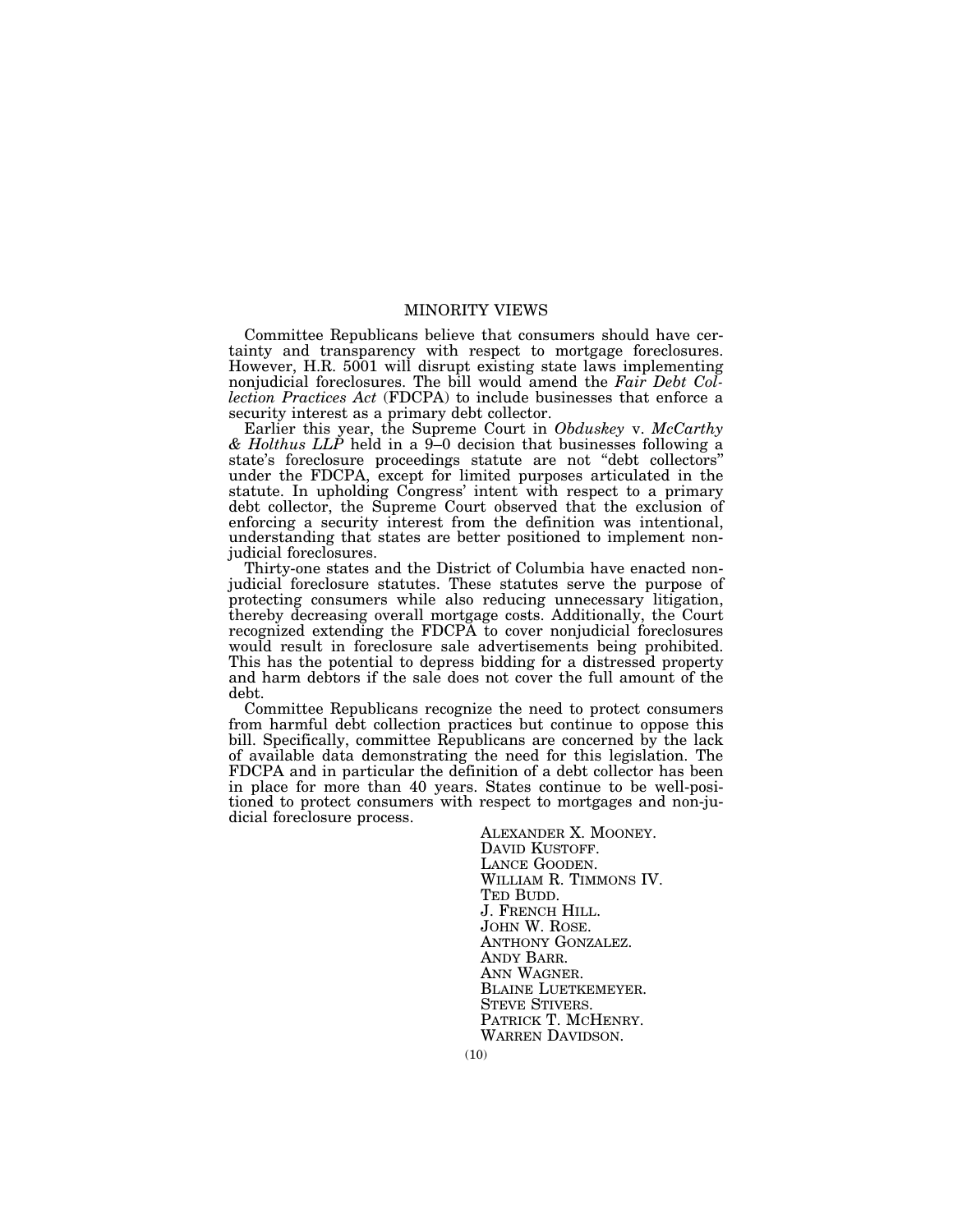## MINORITY VIEWS

Committee Republicans believe that consumers should have certainty and transparency with respect to mortgage foreclosures. However, H.R. 5001 will disrupt existing state laws implementing nonjudicial foreclosures. The bill would amend the *Fair Debt Collection Practices Act* (FDCPA) to include businesses that enforce a security interest as a primary debt collector.

Earlier this year, the Supreme Court in *Obduskey* v. *McCarthy & Holthus LLP* held in a 9–0 decision that businesses following a state's foreclosure proceedings statute are not "debt collectors" under the FDCPA, except for limited purposes articulated in the statute. In upholding Congress' intent with respect to a primary debt collector, the Supreme Court observed that the exclusion of enforcing a security interest from the definition was intentional, understanding that states are better positioned to implement nonjudicial foreclosures.

Thirty-one states and the District of Columbia have enacted nonjudicial foreclosure statutes. These statutes serve the purpose of protecting consumers while also reducing unnecessary litigation, thereby decreasing overall mortgage costs. Additionally, the Court recognized extending the FDCPA to cover nonjudicial foreclosures would result in foreclosure sale advertisements being prohibited. This has the potential to depress bidding for a distressed property and harm debtors if the sale does not cover the full amount of the debt.

Committee Republicans recognize the need to protect consumers from harmful debt collection practices but continue to oppose this bill. Specifically, committee Republicans are concerned by the lack of available data demonstrating the need for this legislation. The FDCPA and in particular the definition of a debt collector has been in place for more than 40 years. States continue to be well-positioned to protect consumers with respect to mortgages and non-judicial foreclosure process.

ALEXANDER X. MOONEY.
DAVID KUSTOFF.
LANCE GOODEN.
WILLIAM R. TIMMONS IV.
TED BUDD.
J. FRENCH HILL.
JOHN W. ROSE.
ANTHONY GONZALEZ.
ANDY BARR.
ANN WAGNER.
BLAINE LUETKEMEYER.
STEVE STIVERS.
PATRICK T. MCHENRY.
WARREN DAVIDSON.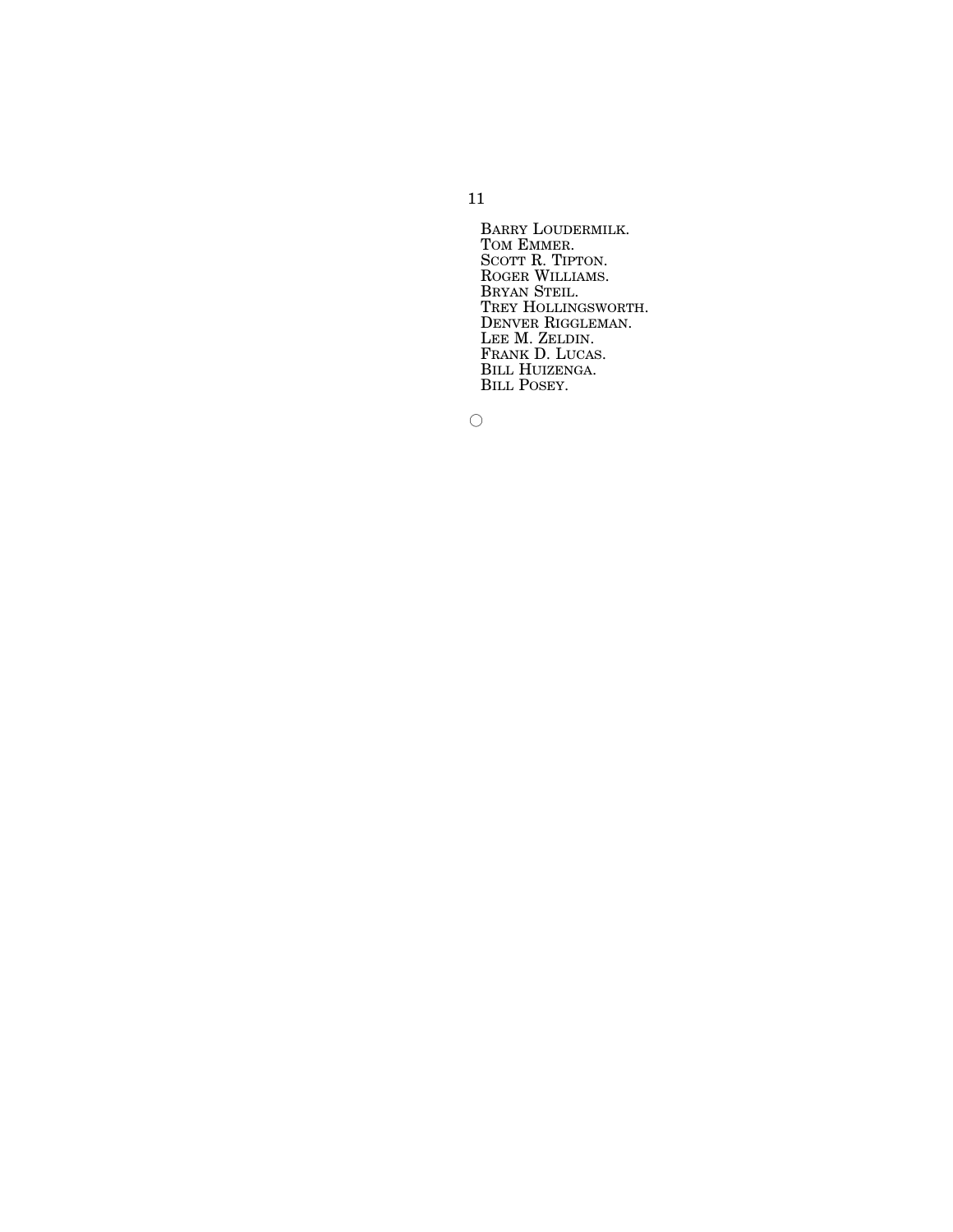BARRY LOUDERMILK.
TOM EMMER.
SCOTT R. TIPTON.
ROGER WILLIAMS.
BRYAN STEIL.
TREY HOLLINGSWORTH.
DENVER RIGGLEMAN.
LEE M. ZELDIN.
FRANK D. LUCAS.
BILL HUIZENGA.
BILL POSEY.

○